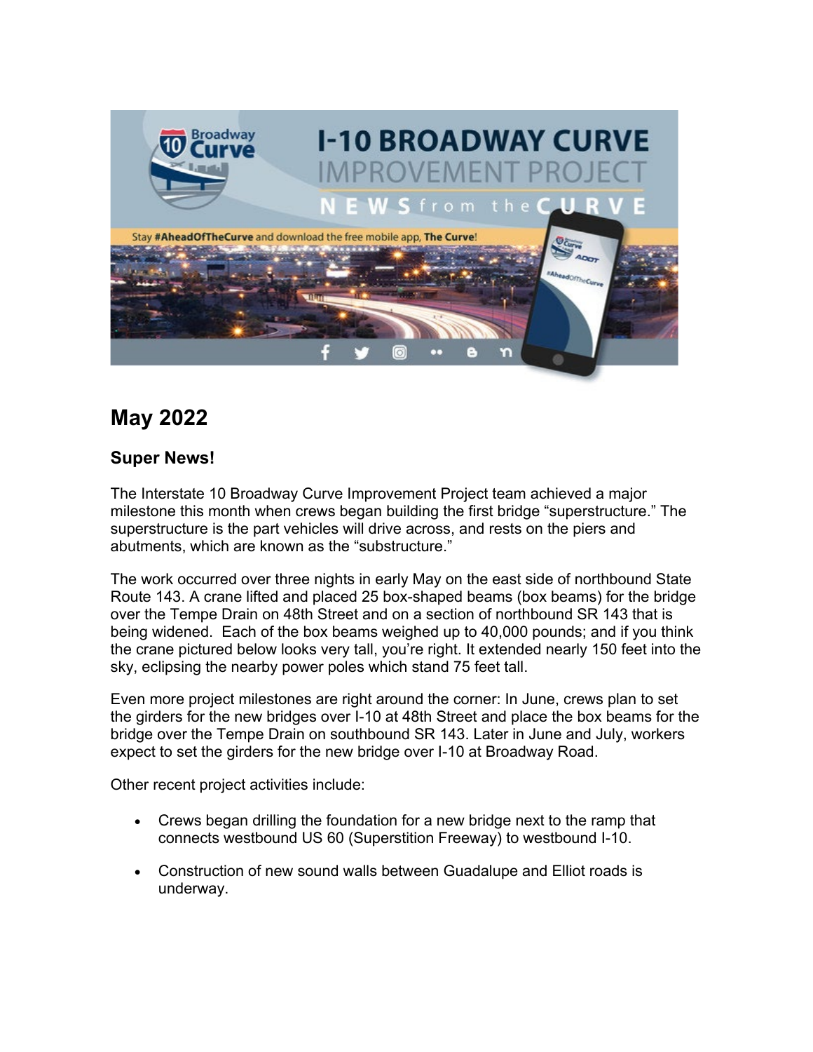## May 2022

### Super News!

The Interstate 10 Broadway Curve Improvement Project team achieved a major milestone this month when crews began building the first bridge "superstructure." The superstructure is the part vehicles will drive across, and rests on the piers and abutments, which are known as the "substructure."

The work occurred over three nights in early May on the east side of northbound State Route 143. A crane lifted and placed 25 box-shaped beams (box beams) for the bridge over the Tempe Drain on 48th Street and on a section of northbound SR 143 that is being widened. Each of the box beams weighed up to 40,000 pounds; and if you think the crane pictured below looks very tall, you're right. It extended nearly 150 feet into the sky, eclipsing the nearby power poles which stand 75 feet tall.

Even more project milestones are right around the corner: In June, crews plan to set the girders for the new bridges over I-10 at 48th Street and place the box beams for the bridge over the Tempe Drain on southbound SR 143. Later in June and July, workers expect to set the girders for the new bridge over I-10 at Broadway Road.

Other recent project activities include:

- Crews began drilling the foundation for a new bridge next to the ramp that connects westbound US 60 (Superstition Freeway) to westbound I-10.
- Construction of new sound walls between Guadalupe and Elliot roads is underway.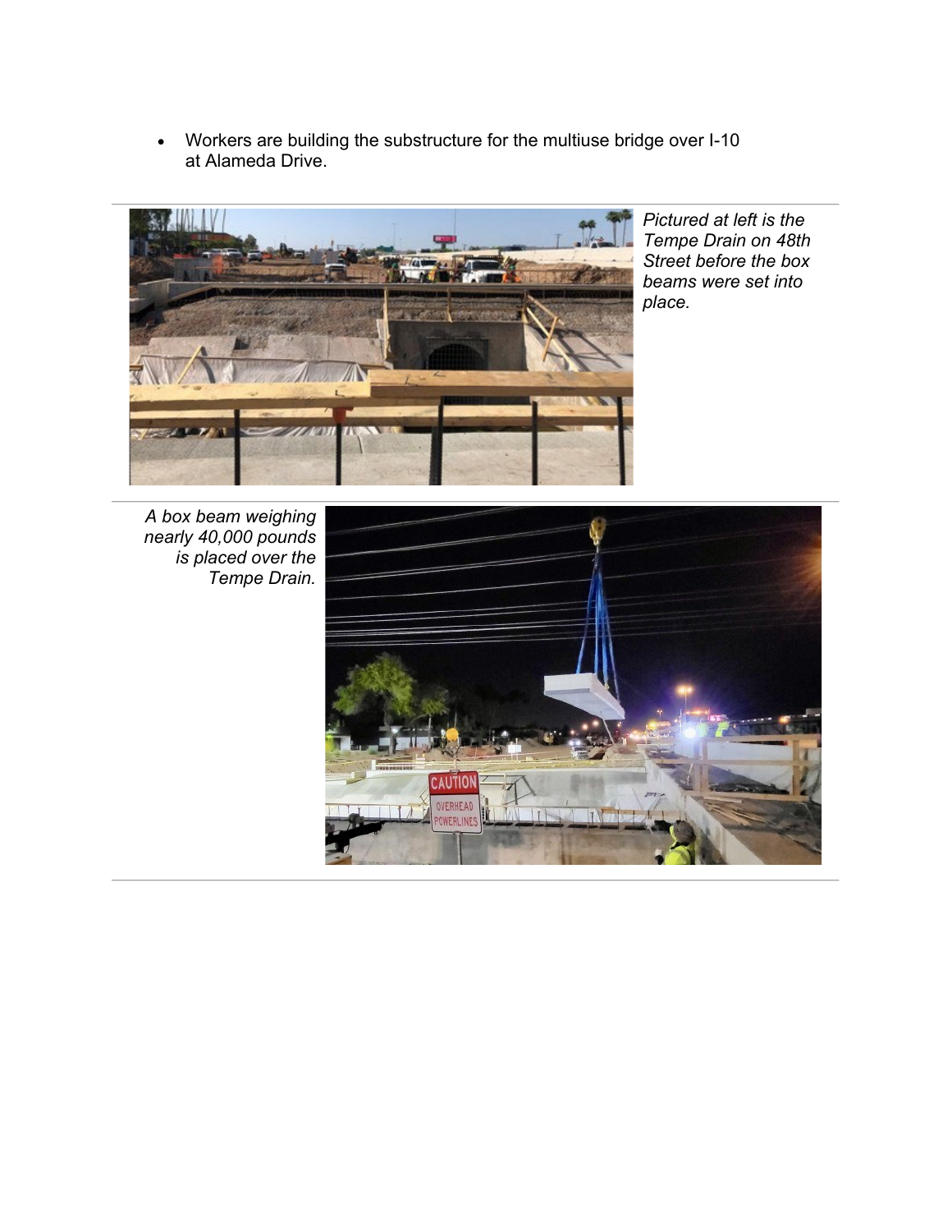- Workers are building the substructure for the multiuse bridge over I-10 at Alameda Drive.

*Pictured at left is the Tempe Drain on 48th Street before the box beams were set into place.*

*A box beam weighing nearly 40,000 pounds is placed over the Tempe Drain.*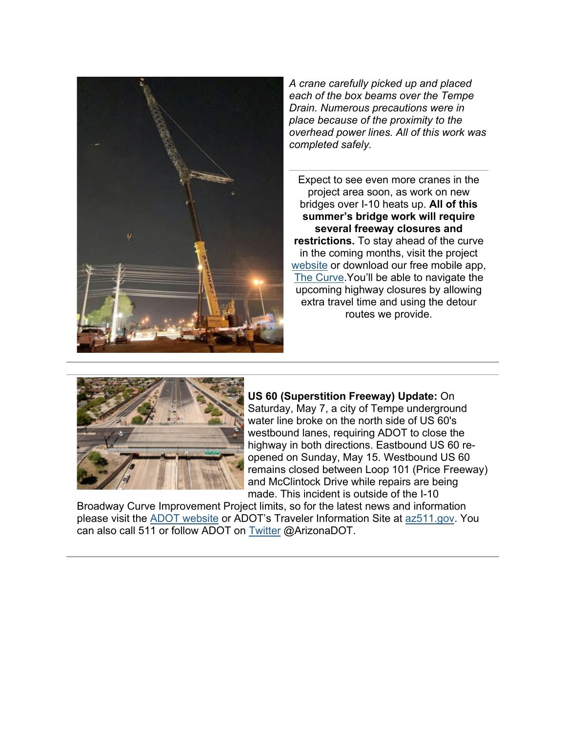*A crane carefully picked up and placed each of the box beams over the Tempe Drain. Numerous precautions were in place because of the proximity to the overhead power lines. All of this work was completed safely.*

---

Expect to see even more cranes in the project area soon, as work on new bridges over I-10 heats up. **All of this summer's bridge work will require several freeway closures and restrictions.** To stay ahead of the curve in the coming months, visit the project website or download our free mobile app, The Curve.You'll be able to navigate the upcoming highway closures by allowing extra travel time and using the detour routes we provide.

---

**US 60 (Superstition Freeway) Update:** On Saturday, May 7, a city of Tempe underground water line broke on the north side of US 60's westbound lanes, requiring ADOT to close the highway in both directions. Eastbound US 60 re-opened on Sunday, May 15. Westbound US 60 remains closed between Loop 101 (Price Freeway) and McClintock Drive while repairs are being made. This incident is outside of the I-10 Broadway Curve Improvement Project limits, so for the latest news and information please visit the ADOT website or ADOT's Traveler Information Site at az511.gov. You can also call 511 or follow ADOT on Twitter @ArizonaDOT.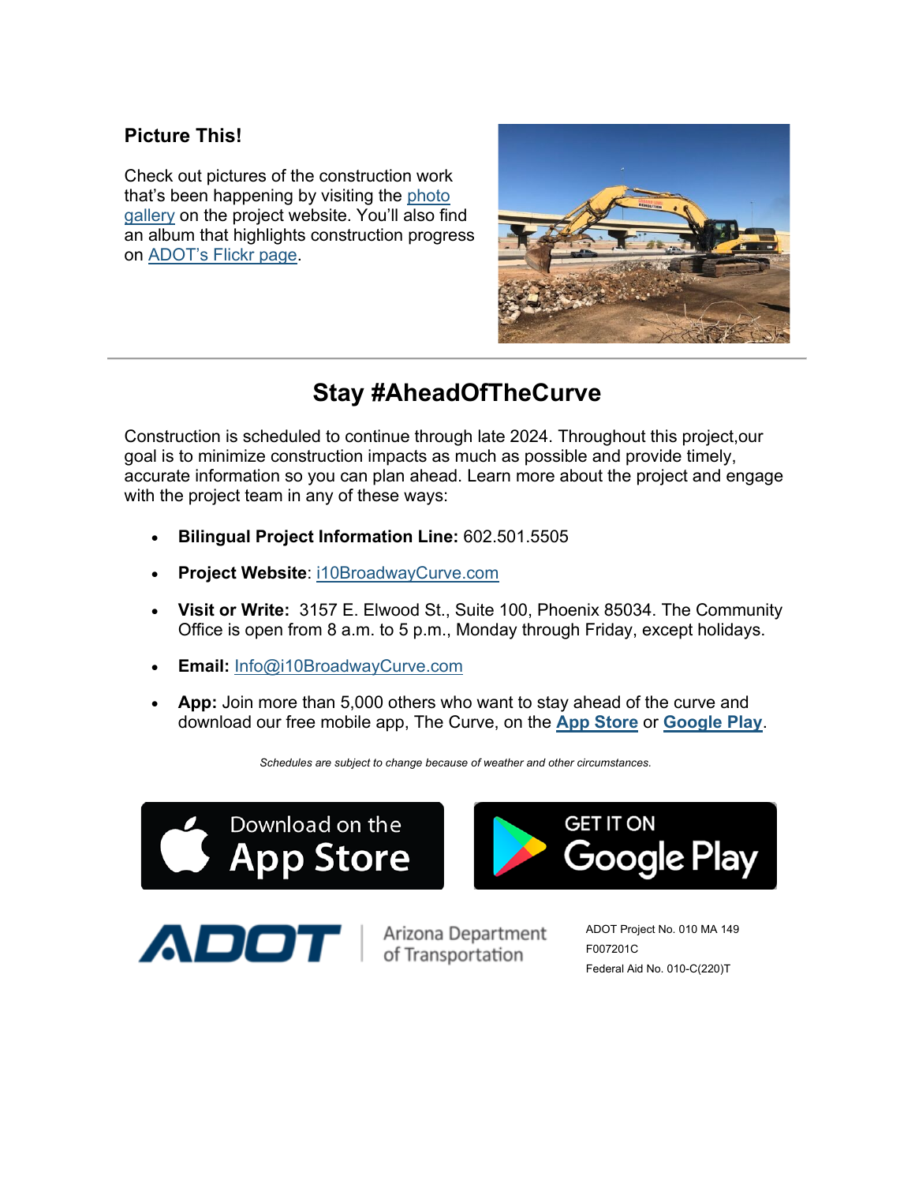### Picture This!

Check out pictures of the construction work that's been happening by visiting the photo gallery on the project website. You'll also find an album that highlights construction progress on ADOT's Flickr page.

## Stay #AheadOfTheCurve

Construction is scheduled to continue through late 2024. Throughout this project,our goal is to minimize construction impacts as much as possible and provide timely, accurate information so you can plan ahead. Learn more about the project and engage with the project team in any of these ways:

- **Bilingual Project Information Line:** 602.501.5505
- **Project Website**: i10BroadwayCurve.com
- **Visit or Write:** 3157 E. Elwood St., Suite 100, Phoenix 85034. The Community Office is open from 8 a.m. to 5 p.m., Monday through Friday, except holidays.
- **Email:** Info@i10BroadwayCurve.com
- **App:** Join more than 5,000 others who want to stay ahead of the curve and download our free mobile app, The Curve, on the **App Store** or **Google Play**.

*Schedules are subject to change because of weather and other circumstances.*

Download on the App Store

GET IT ON Google Play

ADOT | Arizona Department of Transportation

ADOT Project No. 010 MA 149
F007201C
Federal Aid No. 010-C(220)T